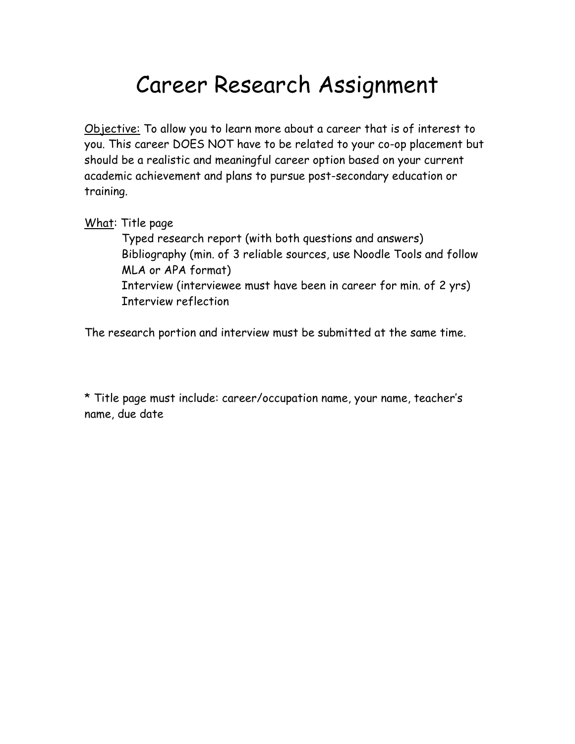# Career Research Assignment

<u>Objective:</u> To allow you to learn more about a career that is of interest to you. This career DOES NOT have to be related to your co-op placement but should be a realistic and meaningful career option based on your current academic achievement and plans to pursue post-secondary education or training.

<u>What</u>: Title page
- Typed research report (with both questions and answers)
- Bibliography (min. of 3 reliable sources, use Noodle Tools and follow MLA or APA format)
- Interview (interviewee must have been in career for min. of 2 yrs)
- Interview reflection

The research portion and interview must be submitted at the same time.

* Title page must include: career/occupation name, your name, teacher's name, due date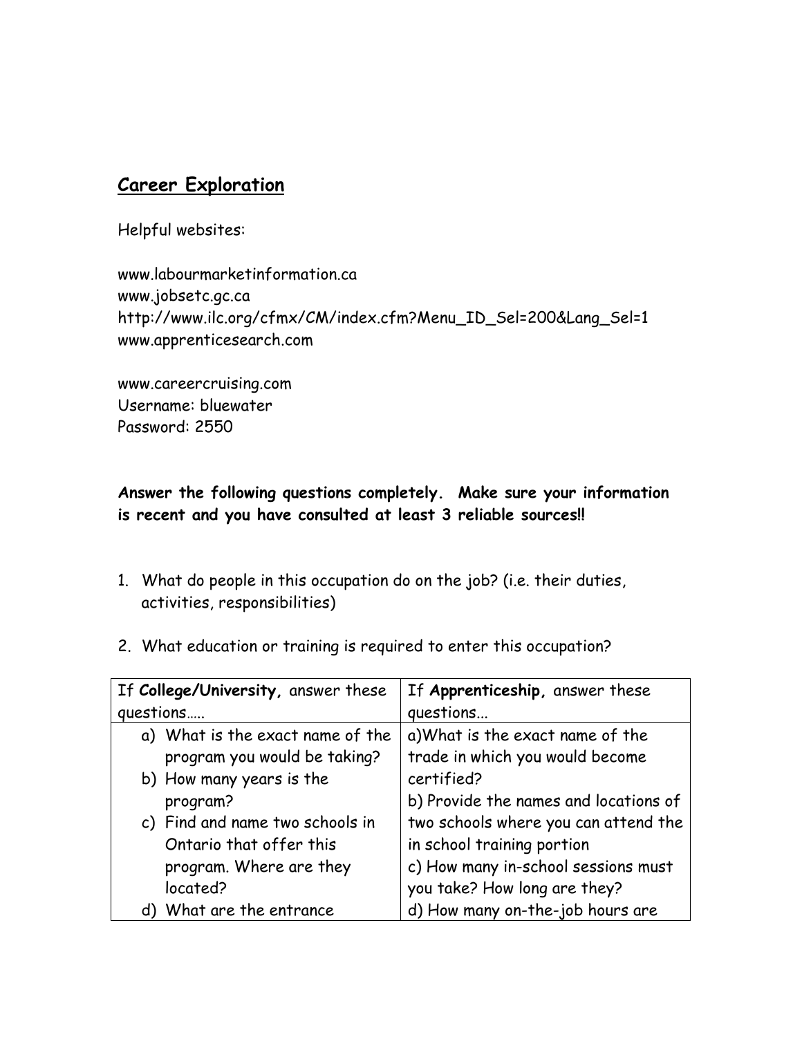## Career Exploration

Helpful websites:

www.labourmarketinformation.ca
www.jobsetc.gc.ca
http://www.ilc.org/cfmx/CM/index.cfm?Menu_ID_Sel=200&Lang_Sel=1
www.apprenticesearch.com

www.careercruising.com
Username: bluewater
Password: 2550

**Answer the following questions completely. Make sure your information is recent and you have consulted at least 3 reliable sources!!**

1. What do people in this occupation do on the job? (i.e. their duties, activities, responsibilities)

2. What education or training is required to enter this occupation?

| If **College/University,** answer these questions….. | If **Apprenticeship,** answer these questions... |
|---|---|
| a) What is the exact name of the program you would be taking?<br>b) How many years is the program?<br>c) Find and name two schools in Ontario that offer this program. Where are they located?<br>d) What are the entrance | a)What is the exact name of the trade in which you would become certified?<br>b) Provide the names and locations of two schools where you can attend the in school training portion<br>c) How many in-school sessions must you take? How long are they?<br>d) How many on-the-job hours are |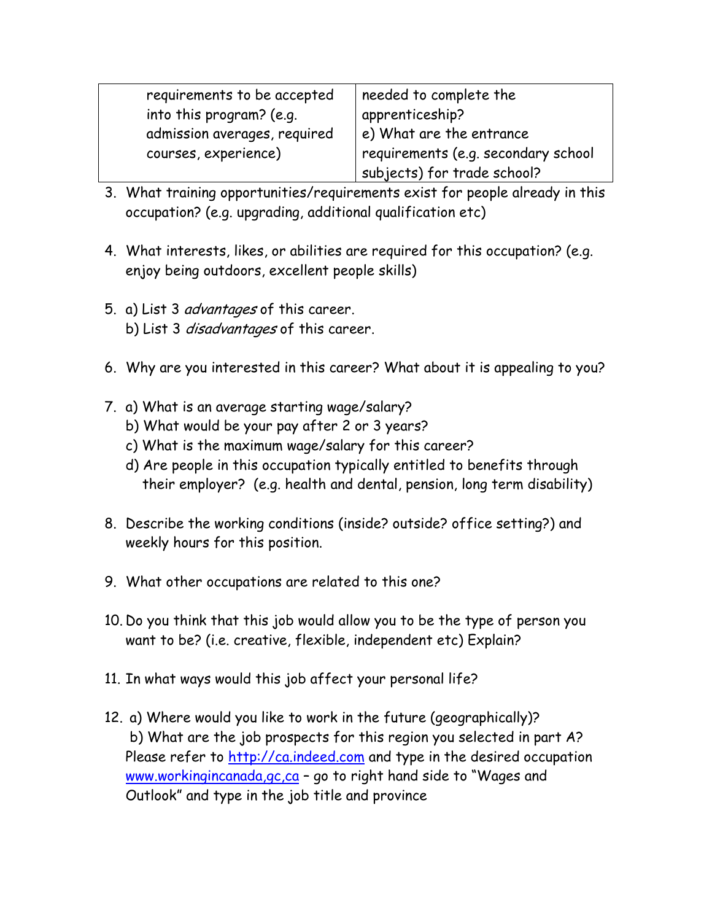| requirements to be accepted into this program? (e.g. admission averages, required courses, experience) | needed to complete the apprenticeship? e) What are the entrance requirements (e.g. secondary school subjects) for trade school? |
|---|---|

3. What training opportunities/requirements exist for people already in this occupation? (e.g. upgrading, additional qualification etc)

4. What interests, likes, or abilities are required for this occupation? (e.g. enjoy being outdoors, excellent people skills)

5. a) List 3 *advantages* of this career.
   b) List 3 *disadvantages* of this career.

6. Why are you interested in this career? What about it is appealing to you?

7. a) What is an average starting wage/salary?
   b) What would be your pay after 2 or 3 years?
   c) What is the maximum wage/salary for this career?
   d) Are people in this occupation typically entitled to benefits through their employer? (e.g. health and dental, pension, long term disability)

8. Describe the working conditions (inside? outside? office setting?) and weekly hours for this position.

9. What other occupations are related to this one?

10. Do you think that this job would allow you to be the type of person you want to be? (i.e. creative, flexible, independent etc) Explain?

11. In what ways would this job affect your personal life?

12. a) Where would you like to work in the future (geographically)?
    b) What are the job prospects for this region you selected in part A?
    Please refer to http://ca.indeed.com and type in the desired occupation
    www.workingincanada,gc,ca – go to right hand side to "Wages and Outlook" and type in the job title and province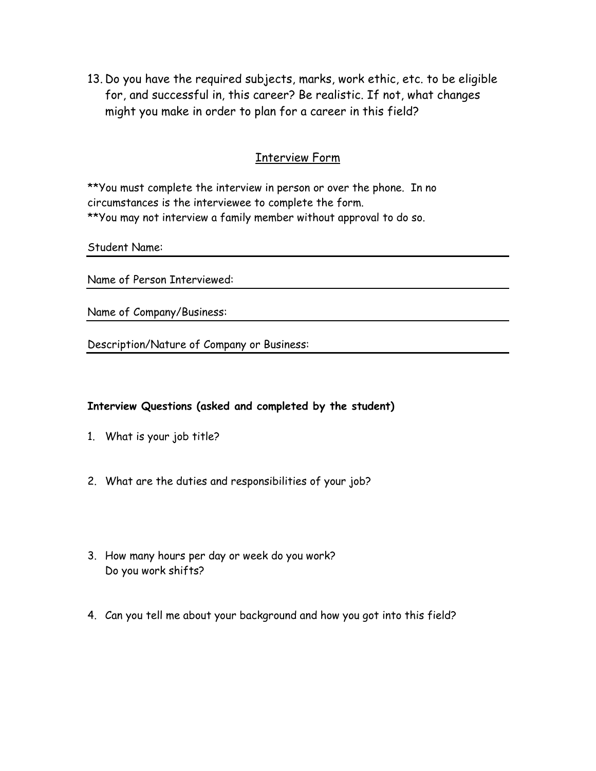13. Do you have the required subjects, marks, work ethic, etc. to be eligible for, and successful in, this career? Be realistic. If not, what changes might you make in order to plan for a career in this field?

## Interview Form

**You must complete the interview in person or over the phone. In no circumstances is the interviewee to complete the form.
**You may not interview a family member without approval to do so.

Student Name: ______________________________

Name of Person Interviewed: ______________________________

Name of Company/Business: ______________________________

Description/Nature of Company or Business: ______________________________

**Interview Questions (asked and completed by the student)**

1. What is your job title?

2. What are the duties and responsibilities of your job?

3. How many hours per day or week do you work?
   Do you work shifts?

4. Can you tell me about your background and how you got into this field?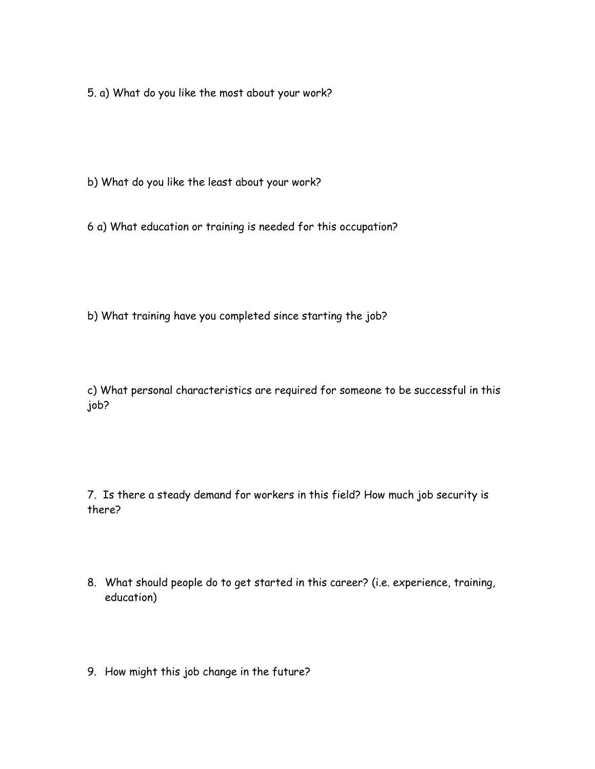5. a) What do you like the most about your work?

b) What do you like the least about your work?

6 a) What education or training is needed for this occupation?

b) What training have you completed since starting the job?

c) What personal characteristics are required for someone to be successful in this job?

7. Is there a steady demand for workers in this field? How much job security is there?

8. What should people do to get started in this career? (i.e. experience, training, education)

9. How might this job change in the future?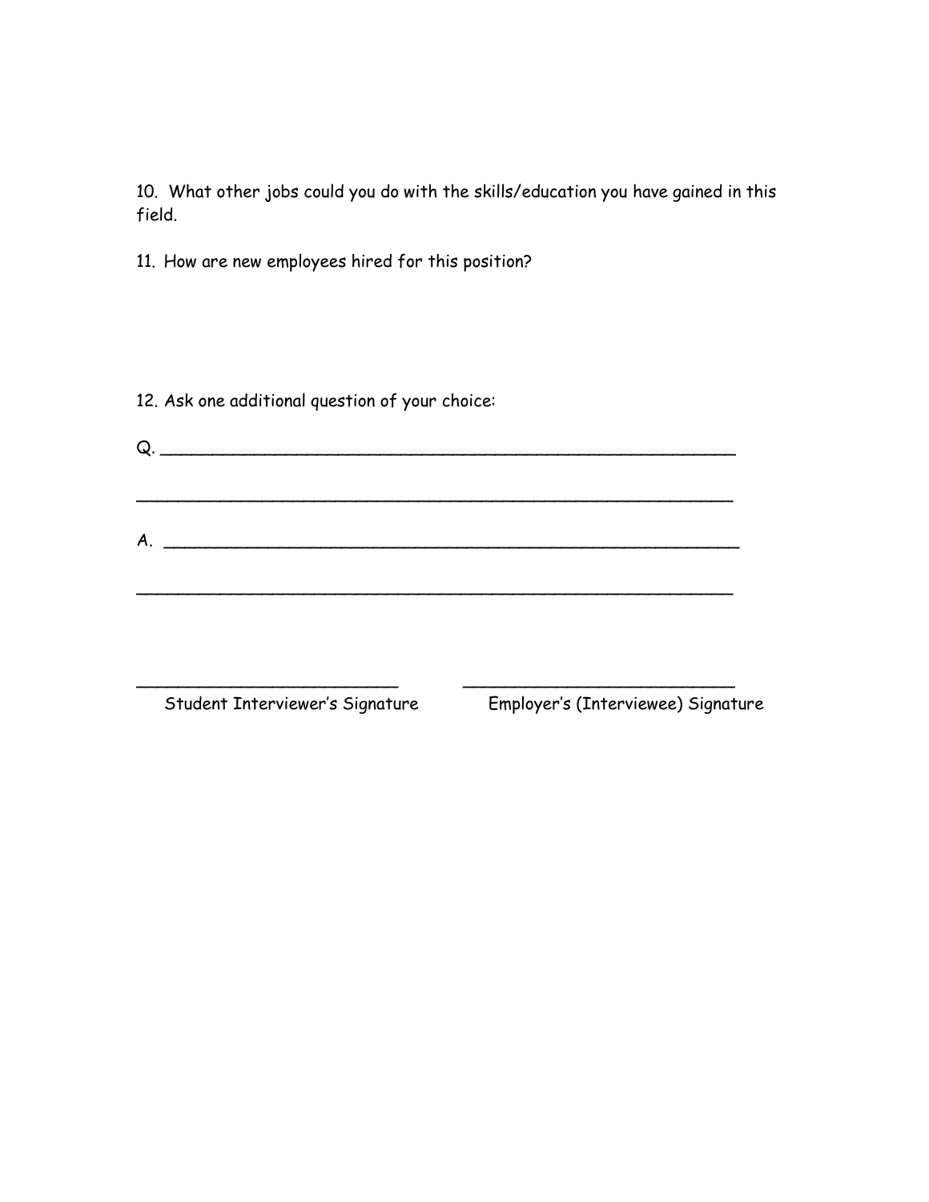10. What other jobs could you do with the skills/education you have gained in this field.

11. How are new employees hired for this position?

12. Ask one additional question of your choice:

Q. ________________________________________________________

__________________________________________________________

A. ________________________________________________________

__________________________________________________________

_________________________ &nbsp;&nbsp;&nbsp;&nbsp;&nbsp;&nbsp; __________________________

Student Interviewer's Signature &nbsp;&nbsp;&nbsp;&nbsp;&nbsp;&nbsp; Employer's (Interviewee) Signature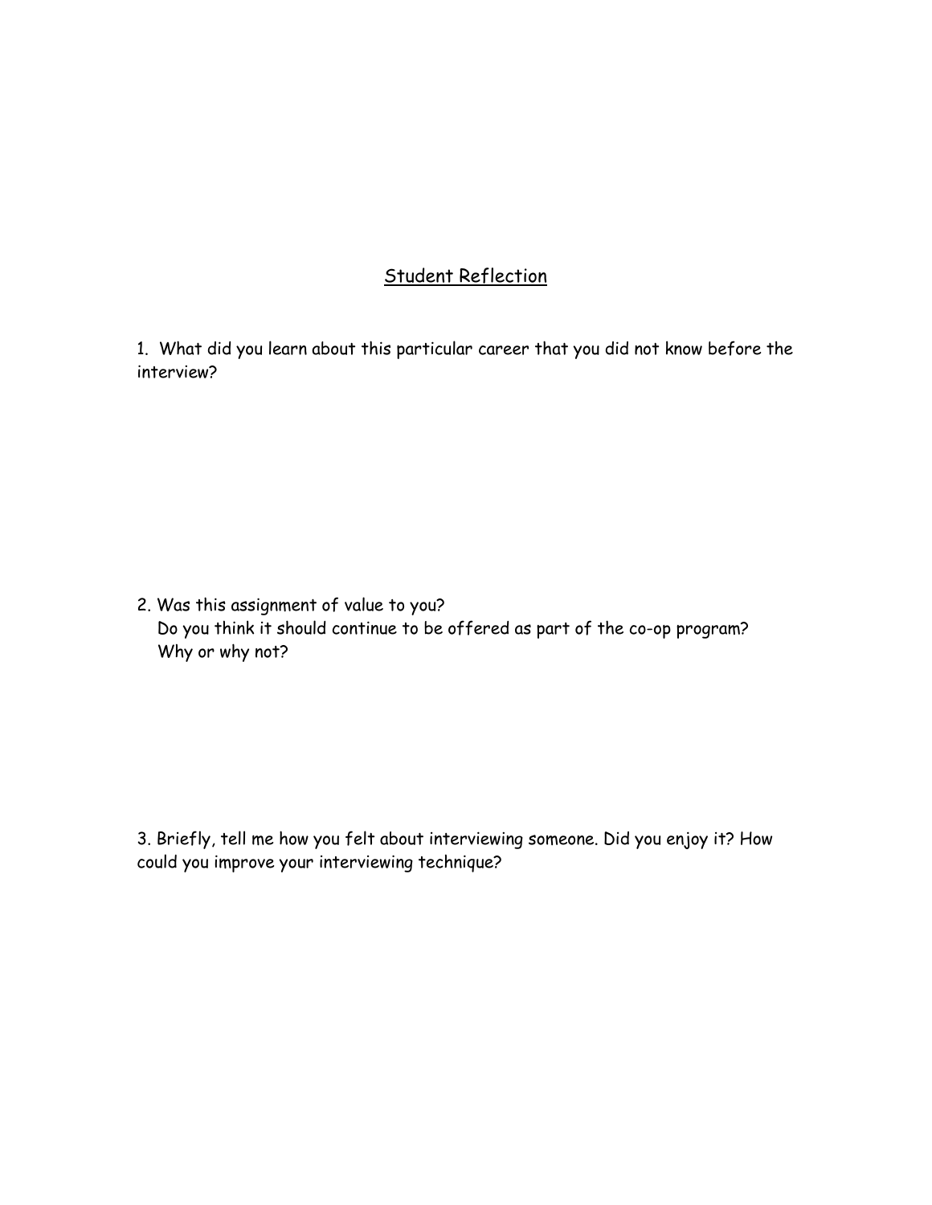# Student Reflection

1. What did you learn about this particular career that you did not know before the interview?

2. Was this assignment of value to you?
   Do you think it should continue to be offered as part of the co-op program?
   Why or why not?

3. Briefly, tell me how you felt about interviewing someone. Did you enjoy it? How could you improve your interviewing technique?